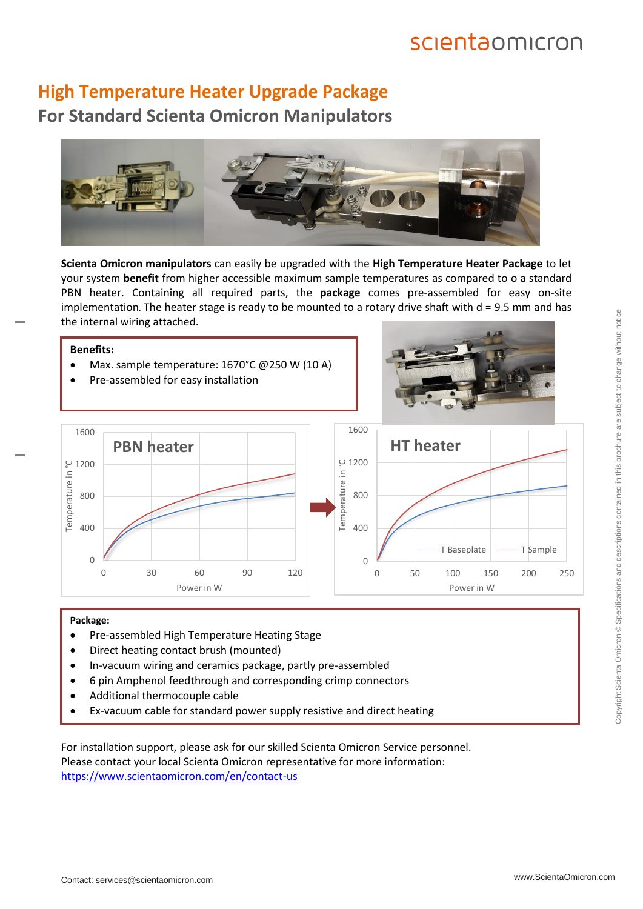# High Temperature Heater Upgrade Package

## For Standard Scienta Omicron Manipulators

**Scienta Omicron manipulators** can easily be upgraded with the **High Temperature Heater Package** to let your system **benefit** from higher accessible maximum sample temperatures as compared to o a standard PBN heater. Containing all required parts, the **package** comes pre-assembled for easy on-site implementation. The heater stage is ready to be mounted to a rotary drive shaft with d = 9.5 mm and has the internal wiring attached.

**Benefits:**

- Max. sample temperature: 1670°C @250 W (10 A)
- Pre-assembled for easy installation

**Package:**

- Pre-assembled High Temperature Heating Stage
- Direct heating contact brush (mounted)
- In-vacuum wiring and ceramics package, partly pre-assembled
- 6 pin Amphenol feedthrough and corresponding crimp connectors
- Additional thermocouple cable
- Ex-vacuum cable for standard power supply resistive and direct heating

For installation support, please ask for our skilled Scienta Omicron Service personnel.
Please contact your local Scienta Omicron representative for more information:
https://www.scientaomicron.com/en/contact-us

Copyright Scienta Omicron © Specifications and descriptions contained in this brochure are subject to change without notice

Contact: services@scientaomicron.com

www.ScientaOmicron.com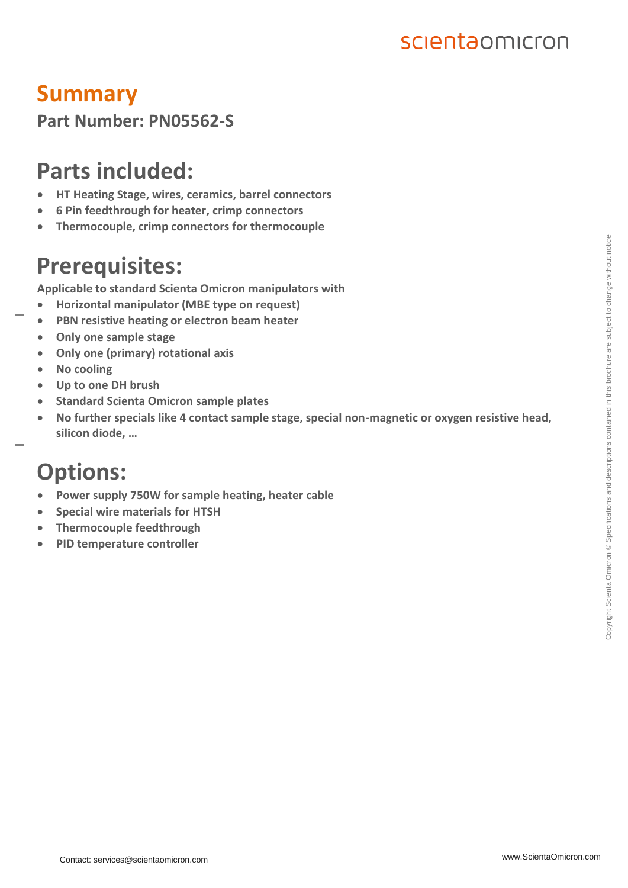# Summary

**Part Number: PN05562-S**

## Parts included:

- **HT Heating Stage, wires, ceramics, barrel connectors**
- **6 Pin feedthrough for heater, crimp connectors**
- **Thermocouple, crimp connectors for thermocouple**

## Prerequisites:

**Applicable to standard Scienta Omicron manipulators with**

- **Horizontal manipulator (MBE type on request)**
- **PBN resistive heating or electron beam heater**
- **Only one sample stage**
- **Only one (primary) rotational axis**
- **No cooling**
- **Up to one DH brush**
- **Standard Scienta Omicron sample plates**
- **No further specials like 4 contact sample stage, special non-magnetic or oxygen resistive head, silicon diode, …**

## Options:

- **Power supply 750W for sample heating, heater cable**
- **Special wire materials for HTSH**
- **Thermocouple feedthrough**
- **PID temperature controller**

Copyright Scienta Omicron © Specifications and descriptions contained in this brochure are subject to change without notice

Contact: services@scientaomicron.com

www.ScientaOmicron.com